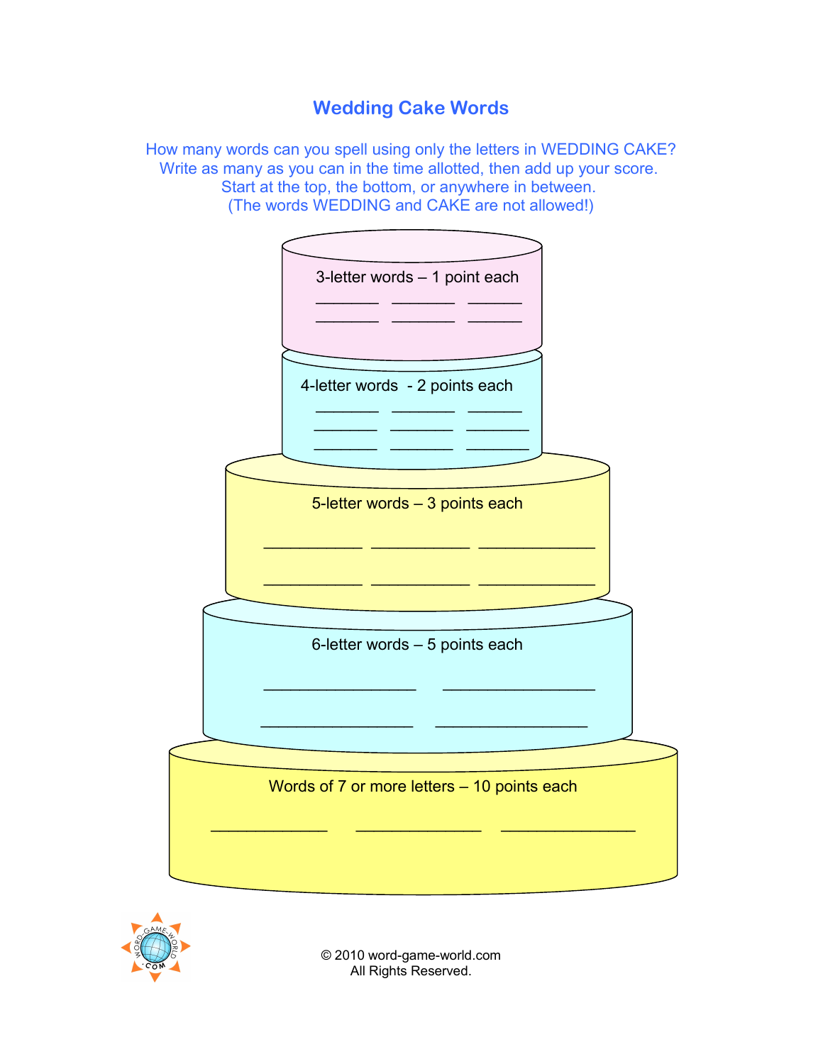# Wedding Cake Words

How many words can you spell using only the letters in WEDDING CAKE?
Write as many as you can in the time allotted, then add up your score.
Start at the top, the bottom, or anywhere in between.
(The words WEDDING and CAKE are not allowed!)

3-letter words – 1 point each

_______ _______ _______
_______ _______ _______

4-letter words - 2 points each

_______ _______ _______
_______ _______ _______
_______ _______ _______

5-letter words – 3 points each

___________ ___________ ___________
___________ ___________ ___________

6-letter words – 5 points each

________________ ________________
________________ ________________

Words of 7 or more letters – 10 points each

_____________ _____________ _____________

© 2010 word-game-world.com
All Rights Reserved.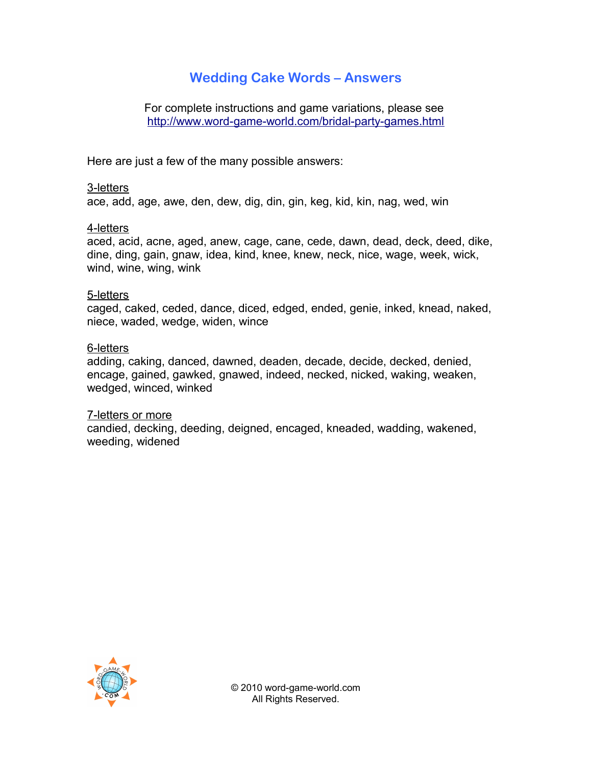# Wedding Cake Words – Answers

For complete instructions and game variations, please see
http://www.word-game-world.com/bridal-party-games.html

Here are just a few of the many possible answers:

3-letters
ace, add, age, awe, den, dew, dig, din, gin, keg, kid, kin, nag, wed, win

4-letters
aced, acid, acne, aged, anew, cage, cane, cede, dawn, dead, deck, deed, dike, dine, ding, gain, gnaw, idea, kind, knee, knew, neck, nice, wage, week, wick, wind, wine, wing, wink

5-letters
caged, caked, ceded, dance, diced, edged, ended, genie, inked, knead, naked, niece, waded, wedge, widen, wince

6-letters
adding, caking, danced, dawned, deaden, decade, decide, decked, denied, encage, gained, gawked, gnawed, indeed, necked, nicked, waking, weaken, wedged, winced, winked

7-letters or more
candied, decking, deeding, deigned, encaged, kneaded, wadding, wakened, weeding, widened

© 2010 word-game-world.com
All Rights Reserved.